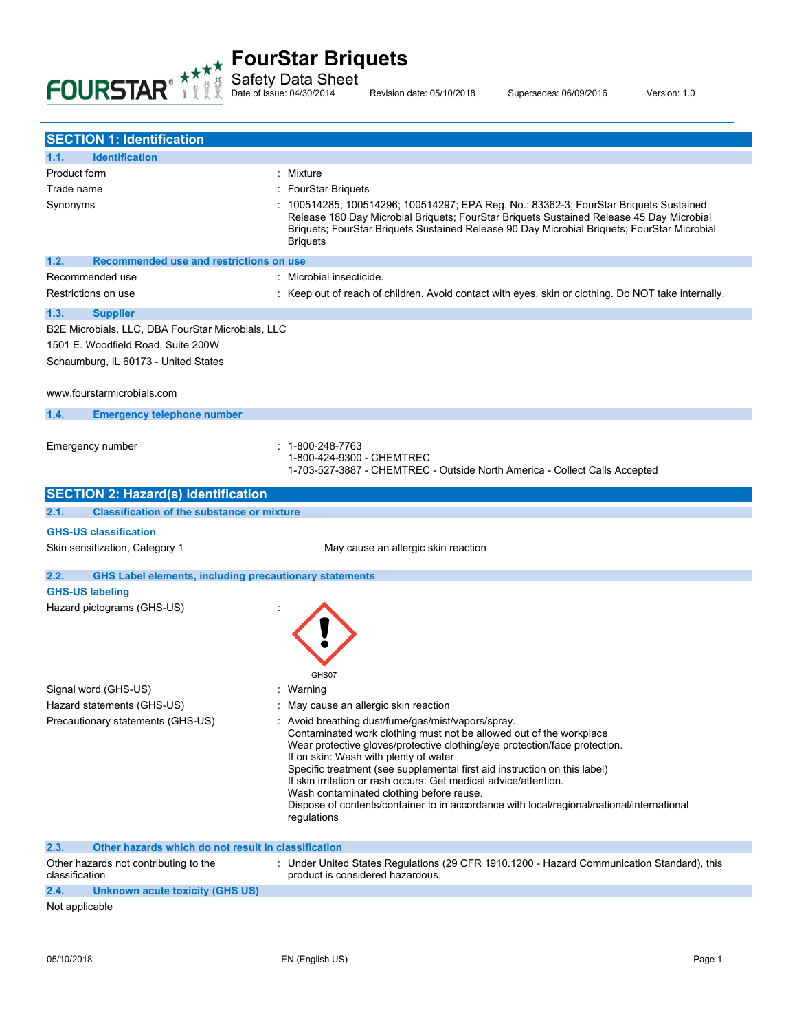# FourStar Briquets

Safety Data Sheet

Date of issue: 04/30/2014 Revision date: 05/10/2018 Supersedes: 06/09/2016 Version: 1.0

## SECTION 1: Identification

### 1.1. Identification

| | |
|---|---|
| Product form | : Mixture |
| Trade name | : FourStar Briquets |
| Synonyms | : 100514285; 100514296; 100514297; EPA Reg. No.: 83362-3; FourStar Briquets Sustained Release 180 Day Microbial Briquets; FourStar Briquets Sustained Release 45 Day Microbial Briquets; FourStar Briquets Sustained Release 90 Day Microbial Briquets; FourStar Microbial Briquets |

### 1.2. Recommended use and restrictions on use

| | |
|---|---|
| Recommended use | : Microbial insecticide. |
| Restrictions on use | : Keep out of reach of children. Avoid contact with eyes, skin or clothing. Do NOT take internally. |

### 1.3. Supplier

B2E Microbials, LLC, DBA FourStar Microbials, LLC
1501 E. Woodfield Road, Suite 200W
Schaumburg, IL 60173 - United States

www.fourstarmicrobials.com

### 1.4. Emergency telephone number

Emergency number : 1-800-248-7763
1-800-424-9300 - CHEMTREC
1-703-527-3887 - CHEMTREC - Outside North America - Collect Calls Accepted

## SECTION 2: Hazard(s) identification

### 2.1. Classification of the substance or mixture

**GHS-US classification**

Skin sensitization, Category 1 May cause an allergic skin reaction

### 2.2. GHS Label elements, including precautionary statements

**GHS-US labeling**

Hazard pictograms (GHS-US) :

GHS07

| | |
|---|---|
| Signal word (GHS-US) | : Warning |
| Hazard statements (GHS-US) | : May cause an allergic skin reaction |

Precautionary statements (GHS-US) :
Avoid breathing dust/fume/gas/mist/vapors/spray.
Contaminated work clothing must not be allowed out of the workplace
Wear protective gloves/protective clothing/eye protection/face protection.
If on skin: Wash with plenty of water
Specific treatment (see supplemental first aid instruction on this label)
If skin irritation or rash occurs: Get medical advice/attention.
Wash contaminated clothing before reuse.
Dispose of contents/container to in accordance with local/regional/national/international regulations

### 2.3. Other hazards which do not result in classification

Other hazards not contributing to the classification : Under United States Regulations (29 CFR 1910.1200 - Hazard Communication Standard), this product is considered hazardous.

### 2.4. Unknown acute toxicity (GHS US)

Not applicable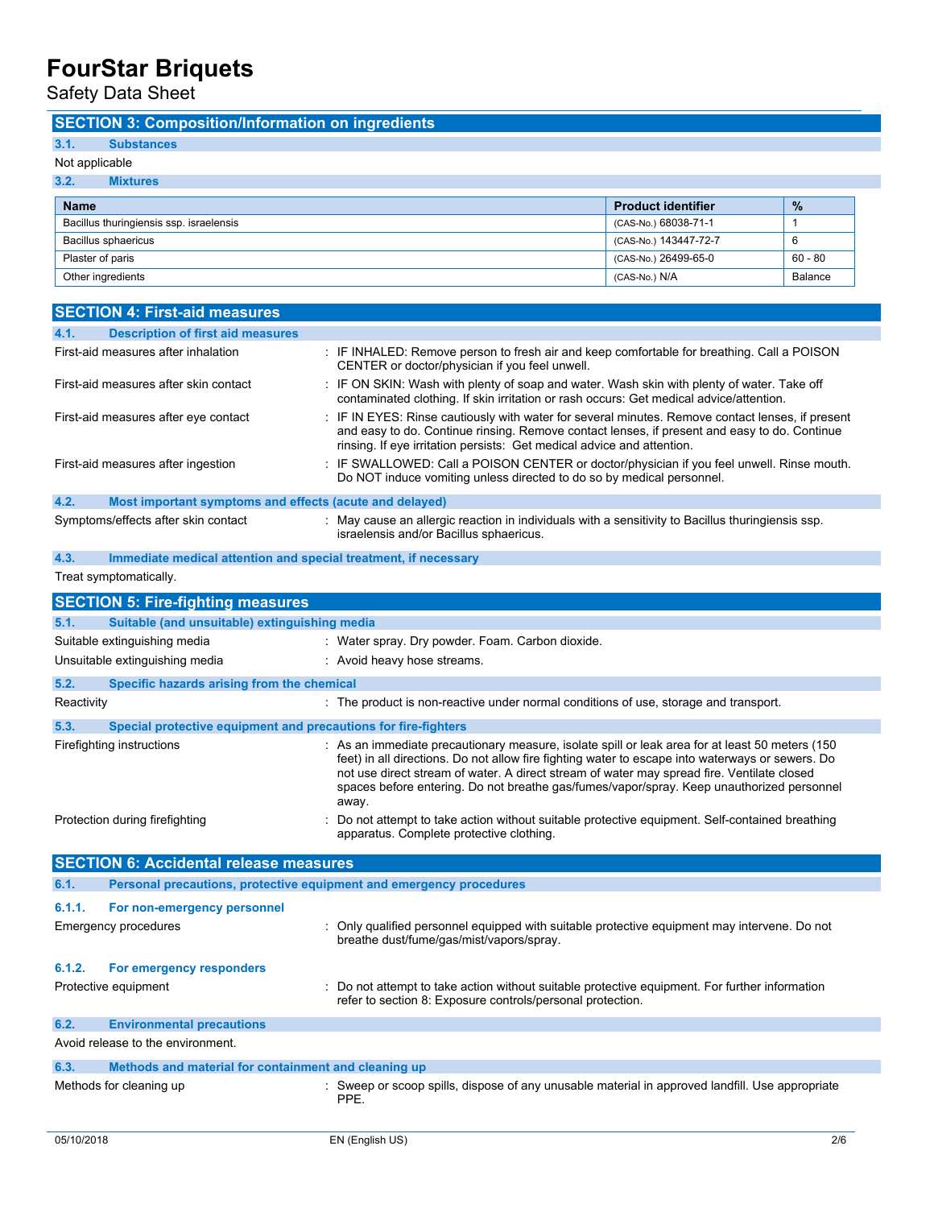## SECTION 3: Composition/Information on ingredients

### 3.1. Substances

Not applicable

### 3.2. Mixtures

| Name | Product identifier | % |
|---|---|---|
| Bacillus thuringiensis ssp. israelensis | (CAS-No.) 68038-71-1 | 1 |
| Bacillus sphaericus | (CAS-No.) 143447-72-7 | 6 |
| Plaster of paris | (CAS-No.) 26499-65-0 | 60 - 80 |
| Other ingredients | (CAS-No.) N/A | Balance |

## SECTION 4: First-aid measures

### 4.1. Description of first aid measures

First-aid measures after inhalation : IF INHALED: Remove person to fresh air and keep comfortable for breathing. Call a POISON CENTER or doctor/physician if you feel unwell.

First-aid measures after skin contact : IF ON SKIN: Wash with plenty of soap and water. Wash skin with plenty of water. Take off contaminated clothing. If skin irritation or rash occurs: Get medical advice/attention.

First-aid measures after eye contact : IF IN EYES: Rinse cautiously with water for several minutes. Remove contact lenses, if present and easy to do. Continue rinsing. Remove contact lenses, if present and easy to do. Continue rinsing. If eye irritation persists: Get medical advice and attention.

First-aid measures after ingestion : IF SWALLOWED: Call a POISON CENTER or doctor/physician if you feel unwell. Rinse mouth. Do NOT induce vomiting unless directed to do so by medical personnel.

### 4.2. Most important symptoms and effects (acute and delayed)

Symptoms/effects after skin contact : May cause an allergic reaction in individuals with a sensitivity to Bacillus thuringiensis ssp. israelensis and/or Bacillus sphaericus.

### 4.3. Immediate medical attention and special treatment, if necessary

Treat symptomatically.

## SECTION 5: Fire-fighting measures

### 5.1. Suitable (and unsuitable) extinguishing media

Suitable extinguishing media : Water spray. Dry powder. Foam. Carbon dioxide.

Unsuitable extinguishing media : Avoid heavy hose streams.

### 5.2. Specific hazards arising from the chemical

Reactivity : The product is non-reactive under normal conditions of use, storage and transport.

### 5.3. Special protective equipment and precautions for fire-fighters

Firefighting instructions : As an immediate precautionary measure, isolate spill or leak area for at least 50 meters (150 feet) in all directions. Do not allow fire fighting water to escape into waterways or sewers. Do not use direct stream of water. A direct stream of water may spread fire. Ventilate closed spaces before entering. Do not breathe gas/fumes/vapor/spray. Keep unauthorized personnel away.

Protection during firefighting : Do not attempt to take action without suitable protective equipment. Self-contained breathing apparatus. Complete protective clothing.

## SECTION 6: Accidental release measures

### 6.1. Personal precautions, protective equipment and emergency procedures

#### 6.1.1. For non-emergency personnel

Emergency procedures : Only qualified personnel equipped with suitable protective equipment may intervene. Do not breathe dust/fume/gas/mist/vapors/spray.

#### 6.1.2. For emergency responders

Protective equipment : Do not attempt to take action without suitable protective equipment. For further information refer to section 8: Exposure controls/personal protection.

### 6.2. Environmental precautions

Avoid release to the environment.

### 6.3. Methods and material for containment and cleaning up

Methods for cleaning up : Sweep or scoop spills, dispose of any unusable material in approved landfill. Use appropriate PPE.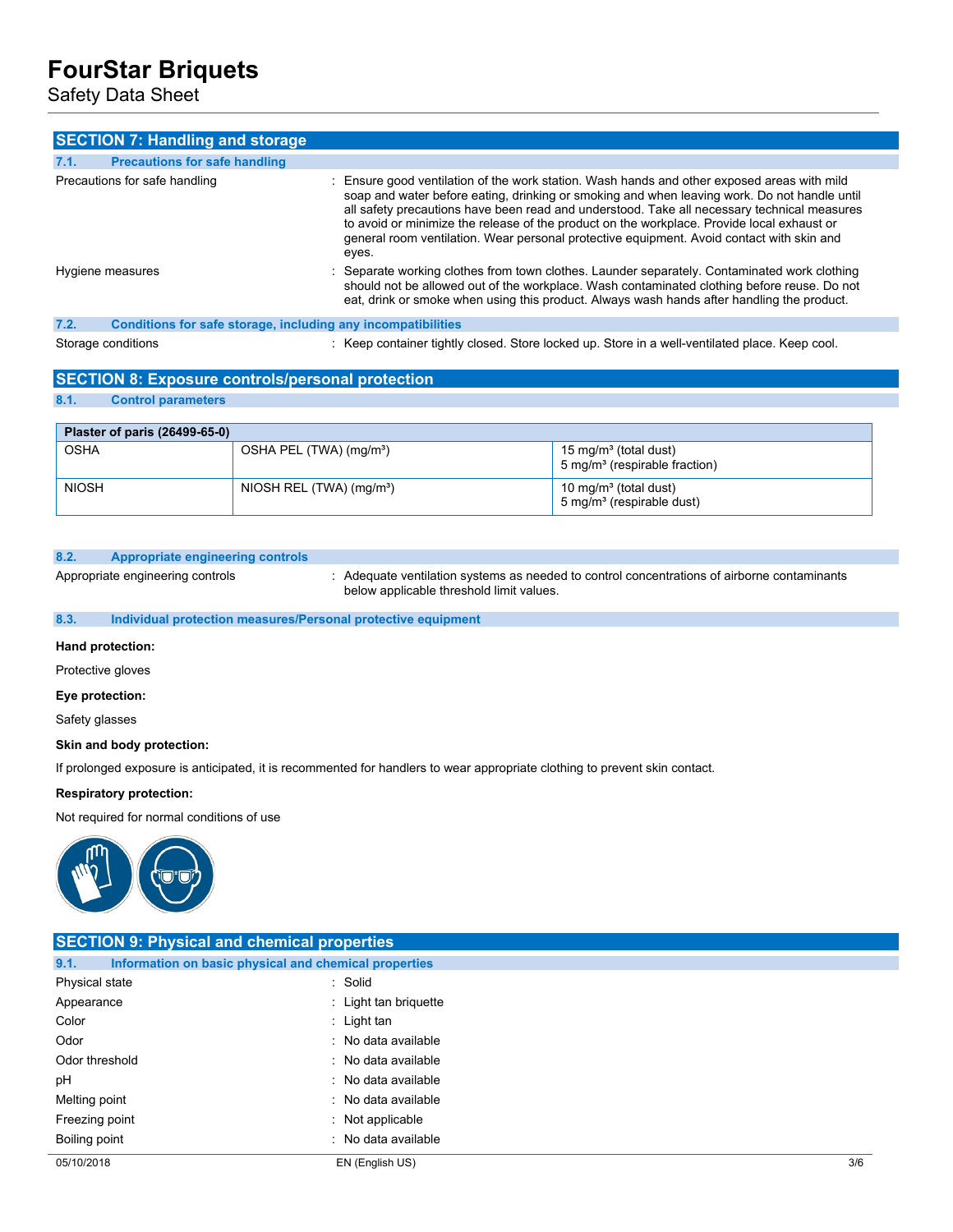## SECTION 7: Handling and storage

### 7.1. Precautions for safe handling

Precautions for safe handling : Ensure good ventilation of the work station. Wash hands and other exposed areas with mild soap and water before eating, drinking or smoking and when leaving work. Do not handle until all safety precautions have been read and understood. Take all necessary technical measures to avoid or minimize the release of the product on the workplace. Provide local exhaust or general room ventilation. Wear personal protective equipment. Avoid contact with skin and eyes.

Hygiene measures : Separate working clothes from town clothes. Launder separately. Contaminated work clothing should not be allowed out of the workplace. Wash contaminated clothing before reuse. Do not eat, drink or smoke when using this product. Always wash hands after handling the product.

### 7.2. Conditions for safe storage, including any incompatibilities

Storage conditions : Keep container tightly closed. Store locked up. Store in a well-ventilated place. Keep cool.

## SECTION 8: Exposure controls/personal protection

### 8.1. Control parameters

| Plaster of paris (26499-65-0) | | |
|---|---|---|
| OSHA | OSHA PEL (TWA) (mg/m³) | 15 mg/m³ (total dust)<br>5 mg/m³ (respirable fraction) |
| NIOSH | NIOSH REL (TWA) (mg/m³) | 10 mg/m³ (total dust)<br>5 mg/m³ (respirable dust) |

### 8.2. Appropriate engineering controls

Appropriate engineering controls : Adequate ventilation systems as needed to control concentrations of airborne contaminants below applicable threshold limit values.

### 8.3. Individual protection measures/Personal protective equipment

**Hand protection:**

Protective gloves

**Eye protection:**

Safety glasses

**Skin and body protection:**

If prolonged exposure is anticipated, it is recommented for handlers to wear appropriate clothing to prevent skin contact.

**Respiratory protection:**

Not required for normal conditions of use

## SECTION 9: Physical and chemical properties

### 9.1. Information on basic physical and chemical properties

Physical state : Solid

Appearance : Light tan briquette

Color : Light tan

Odor : No data available

Odor threshold : No data available

pH : No data available

Melting point : No data available

Freezing point : Not applicable

Boiling point : No data available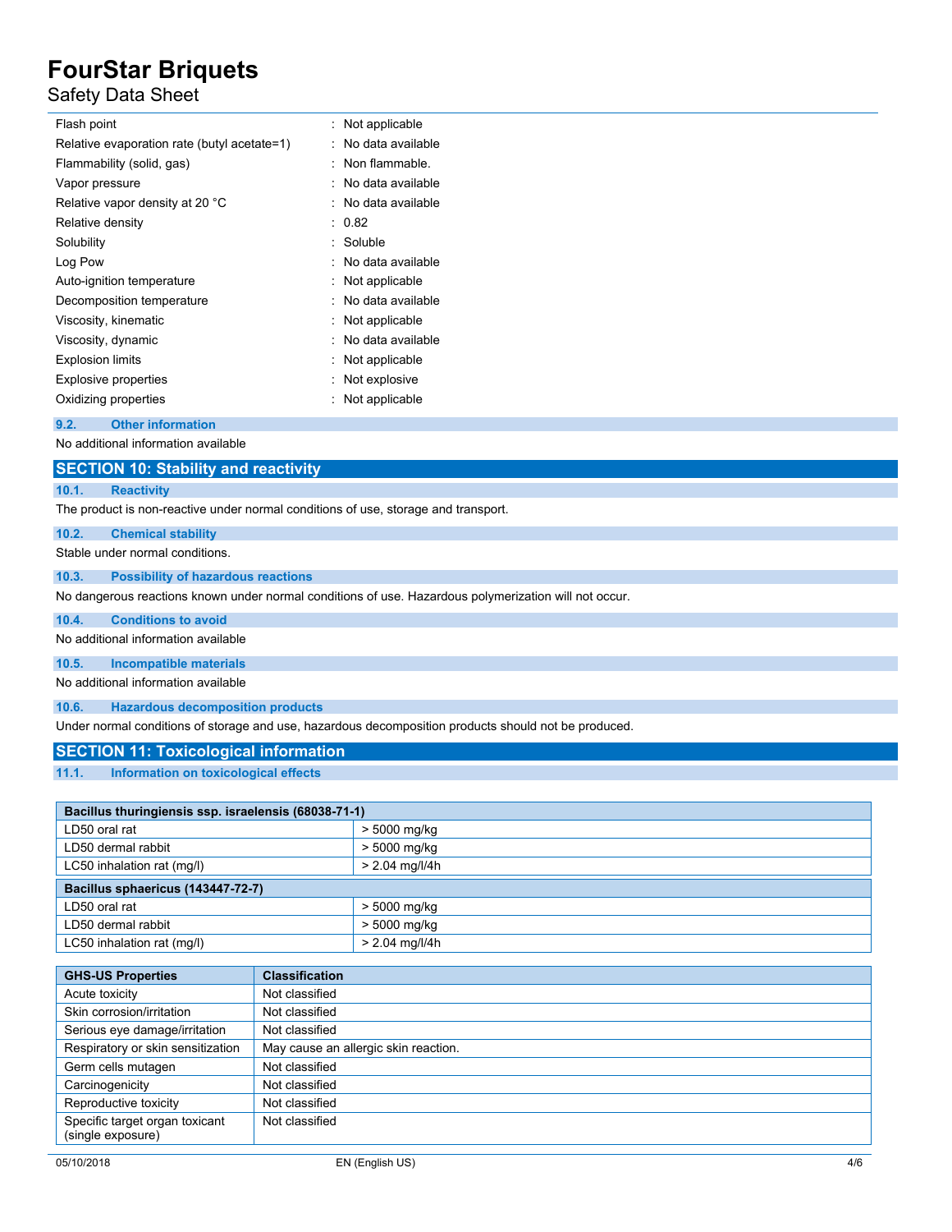| | |
|---|---|
| Flash point | : Not applicable |
| Relative evaporation rate (butyl acetate=1) | : No data available |
| Flammability (solid, gas) | : Non flammable. |
| Vapor pressure | : No data available |
| Relative vapor density at 20 °C | : No data available |
| Relative density | : 0.82 |
| Solubility | : Soluble |
| Log Pow | : No data available |
| Auto-ignition temperature | : Not applicable |
| Decomposition temperature | : No data available |
| Viscosity, kinematic | : Not applicable |
| Viscosity, dynamic | : No data available |
| Explosion limits | : Not applicable |
| Explosive properties | : Not explosive |
| Oxidizing properties | : Not applicable |

### 9.2. Other information

No additional information available

## SECTION 10: Stability and reactivity

### 10.1. Reactivity

The product is non-reactive under normal conditions of use, storage and transport.

### 10.2. Chemical stability

Stable under normal conditions.

### 10.3. Possibility of hazardous reactions

No dangerous reactions known under normal conditions of use. Hazardous polymerization will not occur.

### 10.4. Conditions to avoid

No additional information available

### 10.5. Incompatible materials

No additional information available

### 10.6. Hazardous decomposition products

Under normal conditions of storage and use, hazardous decomposition products should not be produced.

## SECTION 11: Toxicological information

### 11.1. Information on toxicological effects

| **Bacillus thuringiensis ssp. israelensis (68038-71-1)** | |
|---|---|
| LD50 oral rat | > 5000 mg/kg |
| LD50 dermal rabbit | > 5000 mg/kg |
| LC50 inhalation rat (mg/l) | > 2.04 mg/l/4h |
| **Bacillus sphaericus (143447-72-7)** | |
| LD50 oral rat | > 5000 mg/kg |
| LD50 dermal rabbit | > 5000 mg/kg |
| LC50 inhalation rat (mg/l) | > 2.04 mg/l/4h |

| GHS-US Properties | Classification |
|---|---|
| Acute toxicity | Not classified |
| Skin corrosion/irritation | Not classified |
| Serious eye damage/irritation | Not classified |
| Respiratory or skin sensitization | May cause an allergic skin reaction. |
| Germ cells mutagen | Not classified |
| Carcinogenicity | Not classified |
| Reproductive toxicity | Not classified |
| Specific target organ toxicant (single exposure) | Not classified |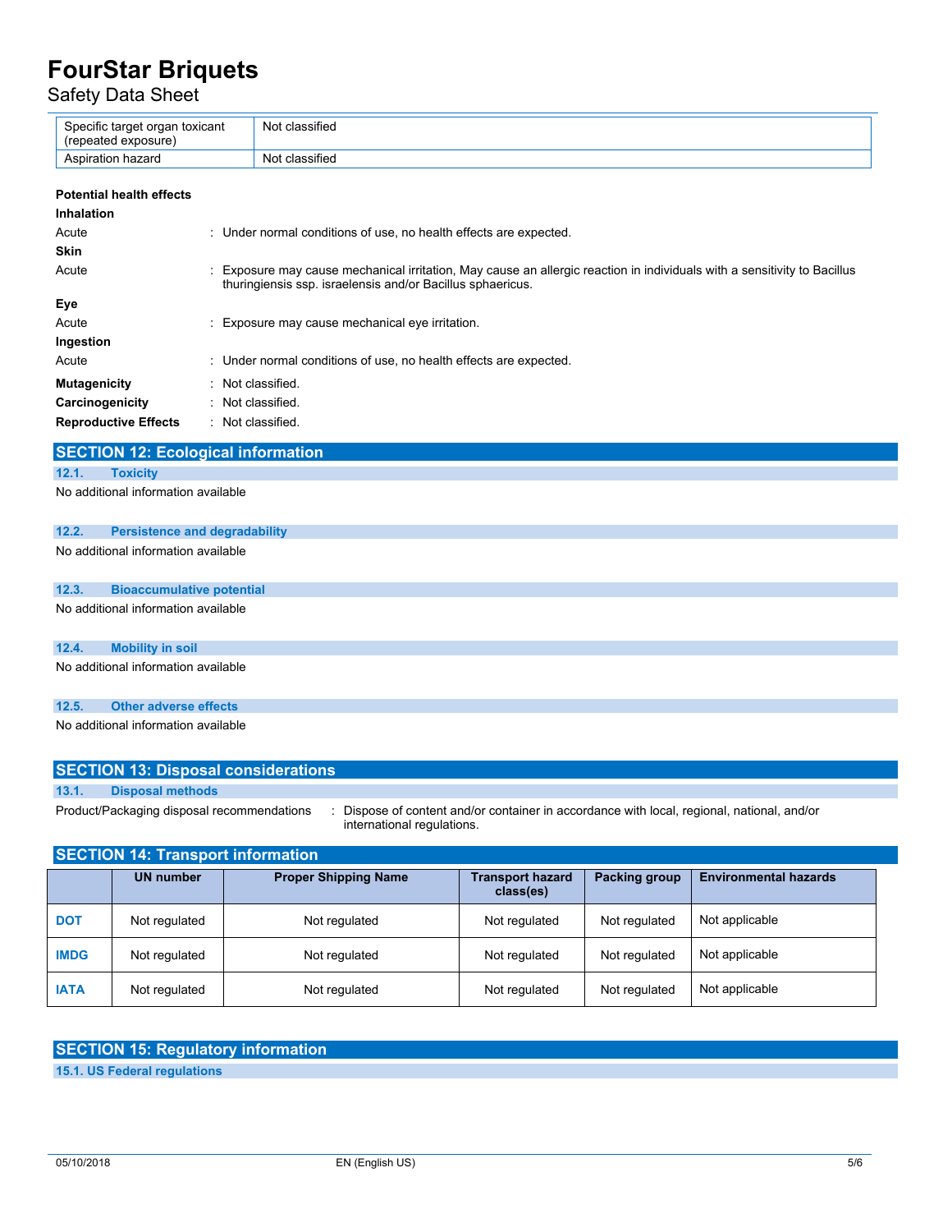| | |
|---|---|
| Specific target organ toxicant (repeated exposure) | Not classified |
| Aspiration hazard | Not classified |

**Potential health effects**

**Inhalation**

Acute : Under normal conditions of use, no health effects are expected.

**Skin**

Acute : Exposure may cause mechanical irritation, May cause an allergic reaction in individuals with a sensitivity to Bacillus thuringiensis ssp. israelensis and/or Bacillus sphaericus.

**Eye**

Acute : Exposure may cause mechanical eye irritation.

**Ingestion**

Acute : Under normal conditions of use, no health effects are expected.

**Mutagenicity** : Not classified.

**Carcinogenicity** : Not classified.

**Reproductive Effects** : Not classified.

## SECTION 12: Ecological information

### 12.1. Toxicity

No additional information available

### 12.2. Persistence and degradability

No additional information available

### 12.3. Bioaccumulative potential

No additional information available

### 12.4. Mobility in soil

No additional information available

### 12.5. Other adverse effects

No additional information available

## SECTION 13: Disposal considerations

### 13.1. Disposal methods

Product/Packaging disposal recommendations : Dispose of content and/or container in accordance with local, regional, national, and/or international regulations.

## SECTION 14: Transport information

| | UN number | Proper Shipping Name | Transport hazard class(es) | Packing group | Environmental hazards |
|---|---|---|---|---|---|
| **DOT** | Not regulated | Not regulated | Not regulated | Not regulated | Not applicable |
| **IMDG** | Not regulated | Not regulated | Not regulated | Not regulated | Not applicable |
| **IATA** | Not regulated | Not regulated | Not regulated | Not regulated | Not applicable |

## SECTION 15: Regulatory information

### 15.1. US Federal regulations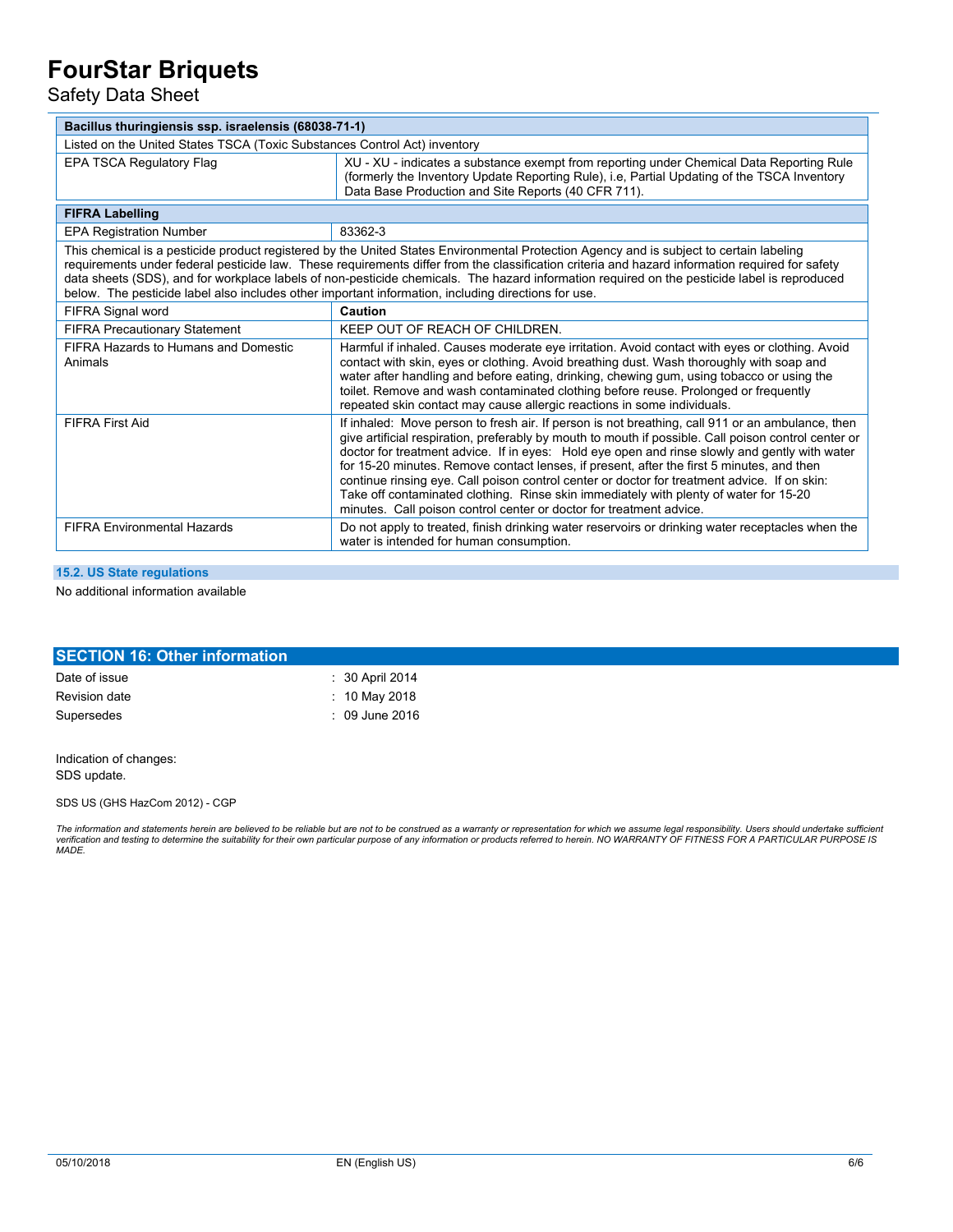| Bacillus thuringiensis ssp. israelensis (68038-71-1) | |
|---|---|
| Listed on the United States TSCA (Toxic Substances Control Act) inventory | |
| EPA TSCA Regulatory Flag | XU - XU - indicates a substance exempt from reporting under Chemical Data Reporting Rule (formerly the Inventory Update Reporting Rule), i.e, Partial Updating of the TSCA Inventory Data Base Production and Site Reports (40 CFR 711). |

| FIFRA Labelling | |
|---|---|
| EPA Registration Number | 83362-3 |
| This chemical is a pesticide product registered by the United States Environmental Protection Agency and is subject to certain labeling requirements under federal pesticide law. These requirements differ from the classification criteria and hazard information required for safety data sheets (SDS), and for workplace labels of non-pesticide chemicals. The hazard information required on the pesticide label is reproduced below. The pesticide label also includes other important information, including directions for use. | |
| FIFRA Signal word | **Caution** |
| FIFRA Precautionary Statement | KEEP OUT OF REACH OF CHILDREN. |
| FIFRA Hazards to Humans and Domestic Animals | Harmful if inhaled. Causes moderate eye irritation. Avoid contact with eyes or clothing. Avoid contact with skin, eyes or clothing. Avoid breathing dust. Wash thoroughly with soap and water after handling and before eating, drinking, chewing gum, using tobacco or using the toilet. Remove and wash contaminated clothing before reuse. Prolonged or frequently repeated skin contact may cause allergic reactions in some individuals. |
| FIFRA First Aid | If inhaled: Move person to fresh air. If person is not breathing, call 911 or an ambulance, then give artificial respiration, preferably by mouth to mouth if possible. Call poison control center or doctor for treatment advice. If in eyes: Hold eye open and rinse slowly and gently with water for 15-20 minutes. Remove contact lenses, if present, after the first 5 minutes, and then continue rinsing eye. Call poison control center or doctor for treatment advice. If on skin: Take off contaminated clothing. Rinse skin immediately with plenty of water for 15-20 minutes. Call poison control center or doctor for treatment advice. |
| FIFRA Environmental Hazards | Do not apply to treated, finish drinking water reservoirs or drinking water receptacles when the water is intended for human consumption. |

### 15.2. US State regulations

No additional information available

## SECTION 16: Other information

| | |
|---|---|
| Date of issue | : 30 April 2014 |
| Revision date | : 10 May 2018 |
| Supersedes | : 09 June 2016 |

Indication of changes:
SDS update.

SDS US (GHS HazCom 2012) - CGP

*The information and statements herein are believed to be reliable but are not to be construed as a warranty or representation for which we assume legal responsibility. Users should undertake sufficient verification and testing to determine the suitability for their own particular purpose of any information or products referred to herein. NO WARRANTY OF FITNESS FOR A PARTICULAR PURPOSE IS MADE.*